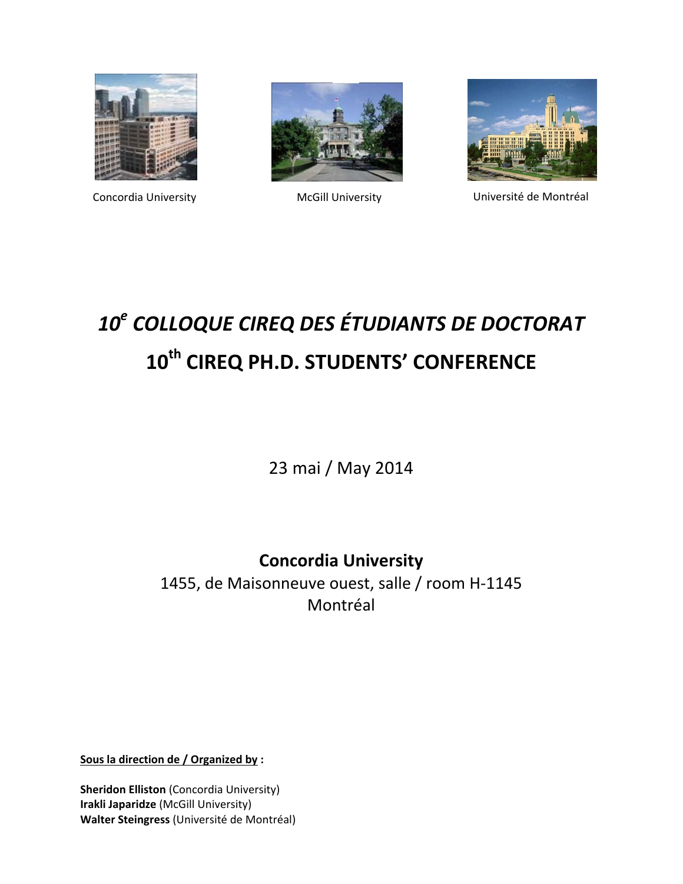Concordia University McGill University Université de Montréal

# *10^e COLLOQUE CIREQ DES ÉTUDIANTS DE DOCTORAT*

# 10^th CIREQ PH.D. STUDENTS' CONFERENCE

23 mai / May 2014

**Concordia University**

1455, de Maisonneuve ouest, salle / room H-1145

Montréal

**Sous la direction de / Organized by :**

**Sheridon Elliston** (Concordia University)
**Irakli Japaridze** (McGill University)
**Walter Steingress** (Université de Montréal)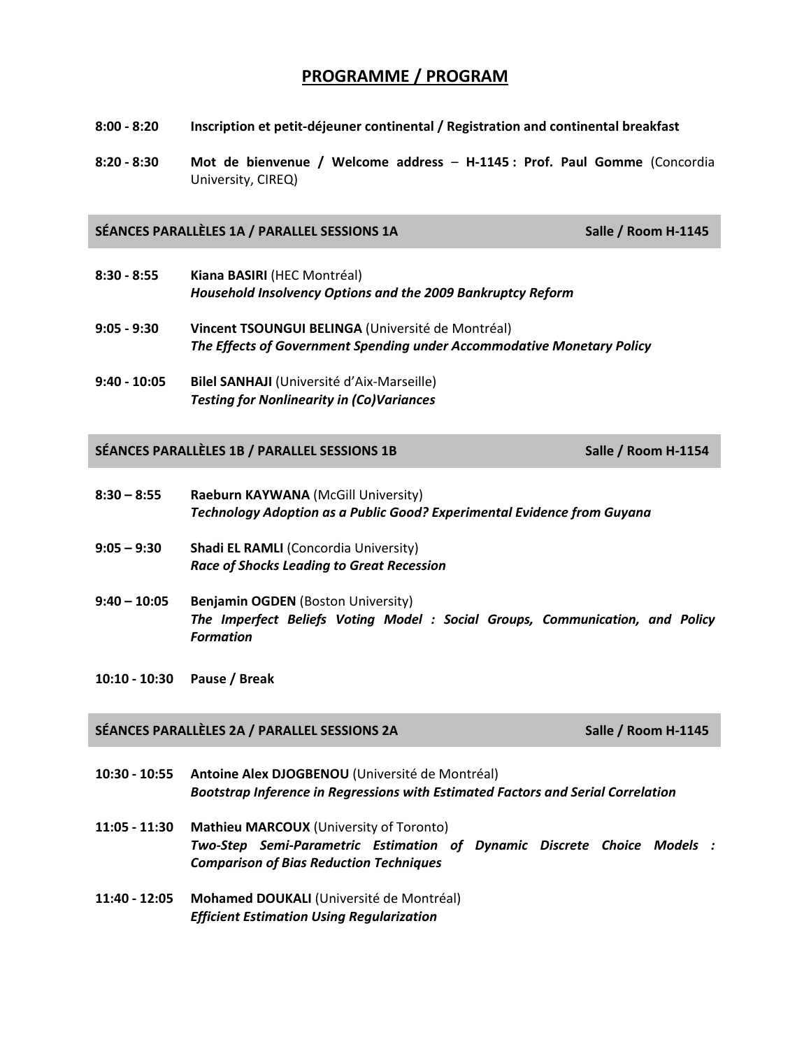# PROGRAMME / PROGRAM

**8:00 - 8:20** **Inscription et petit-déjeuner continental / Registration and continental breakfast**

**8:20 - 8:30** **Mot de bienvenue / Welcome address** – **H-1145 : Prof. Paul Gomme** (Concordia University, CIREQ)

## SÉANCES PARALLÈLES 1A / PARALLEL SESSIONS 1A — Salle / Room H-1145

**8:30 - 8:55** **Kiana BASIRI** (HEC Montréal)
***Household Insolvency Options and the 2009 Bankruptcy Reform***

**9:05 - 9:30** **Vincent TSOUNGUI BELINGA** (Université de Montréal)
***The Effects of Government Spending under Accommodative Monetary Policy***

**9:40 - 10:05** **Bilel SANHAJI** (Université d'Aix-Marseille)
***Testing for Nonlinearity in (Co)Variances***

## SÉANCES PARALLÈLES 1B / PARALLEL SESSIONS 1B — Salle / Room H-1154

**8:30 – 8:55** **Raeburn KAYWANA** (McGill University)
***Technology Adoption as a Public Good? Experimental Evidence from Guyana***

**9:05 – 9:30** **Shadi EL RAMLI** (Concordia University)
***Race of Shocks Leading to Great Recession***

**9:40 – 10:05** **Benjamin OGDEN** (Boston University)
***The Imperfect Beliefs Voting Model : Social Groups, Communication, and Policy Formation***

**10:10 - 10:30** **Pause / Break**

## SÉANCES PARALLÈLES 2A / PARALLEL SESSIONS 2A — Salle / Room H-1145

**10:30 - 10:55** **Antoine Alex DJOGBENOU** (Université de Montréal)
***Bootstrap Inference in Regressions with Estimated Factors and Serial Correlation***

**11:05 - 11:30** **Mathieu MARCOUX** (University of Toronto)
***Two-Step Semi-Parametric Estimation of Dynamic Discrete Choice Models : Comparison of Bias Reduction Techniques***

**11:40 - 12:05** **Mohamed DOUKALI** (Université de Montréal)
***Efficient Estimation Using Regularization***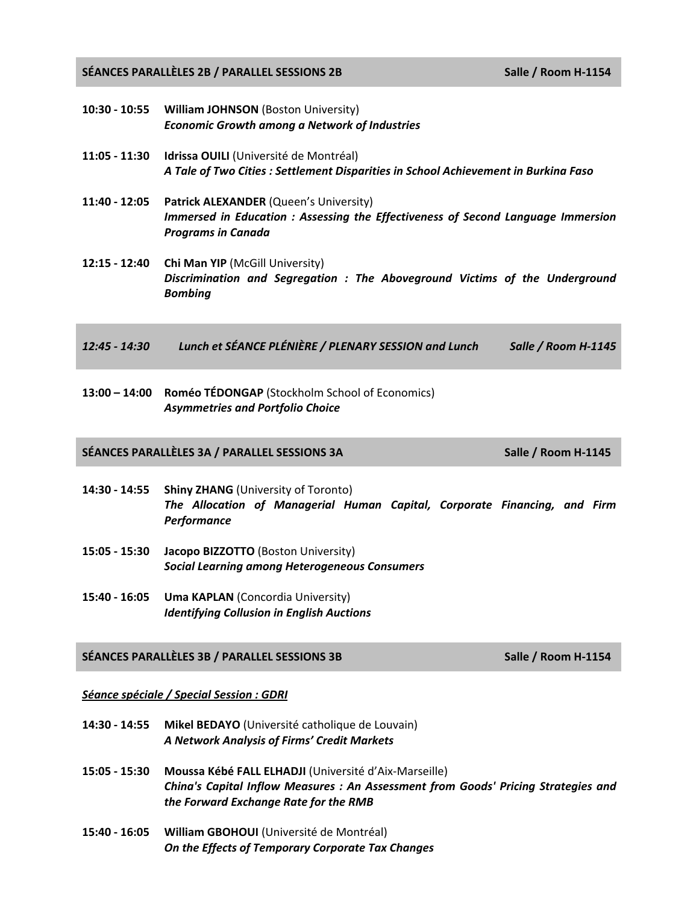## SÉANCES PARALLÈLES 2B / PARALLEL SESSIONS 2B — Salle / Room H-1154

**10:30 - 10:55** **William JOHNSON** (Boston University)
***Economic Growth among a Network of Industries***

**11:05 - 11:30** **Idrissa OUILI** (Université de Montréal)
***A Tale of Two Cities : Settlement Disparities in School Achievement in Burkina Faso***

**11:40 - 12:05** **Patrick ALEXANDER** (Queen's University)
***Immersed in Education : Assessing the Effectiveness of Second Language Immersion Programs in Canada***

**12:15 - 12:40** **Chi Man YIP** (McGill University)
***Discrimination and Segregation : The Aboveground Victims of the Underground Bombing***

## *12:45 - 14:30 Lunch et SÉANCE PLÉNIÈRE / PLENARY SESSION and Lunch — Salle / Room H-1145*

**13:00 – 14:00** **Roméo TÉDONGAP** (Stockholm School of Economics)
***Asymmetries and Portfolio Choice***

## SÉANCES PARALLÈLES 3A / PARALLEL SESSIONS 3A — Salle / Room H-1145

**14:30 - 14:55** **Shiny ZHANG** (University of Toronto)
***The Allocation of Managerial Human Capital, Corporate Financing, and Firm Performance***

**15:05 - 15:30** **Jacopo BIZZOTTO** (Boston University)
***Social Learning among Heterogeneous Consumers***

**15:40 - 16:05** **Uma KAPLAN** (Concordia University)
***Identifying Collusion in English Auctions***

## SÉANCES PARALLÈLES 3B / PARALLEL SESSIONS 3B — Salle / Room H-1154

***Séance spéciale / Special Session : GDRI***

**14:30 - 14:55** **Mikel BEDAYO** (Université catholique de Louvain)
***A Network Analysis of Firms' Credit Markets***

**15:05 - 15:30** **Moussa Kébé FALL ELHADJI** (Université d'Aix-Marseille)
***China's Capital Inflow Measures : An Assessment from Goods' Pricing Strategies and the Forward Exchange Rate for the RMB***

**15:40 - 16:05** **William GBOHOUI** (Université de Montréal)
***On the Effects of Temporary Corporate Tax Changes***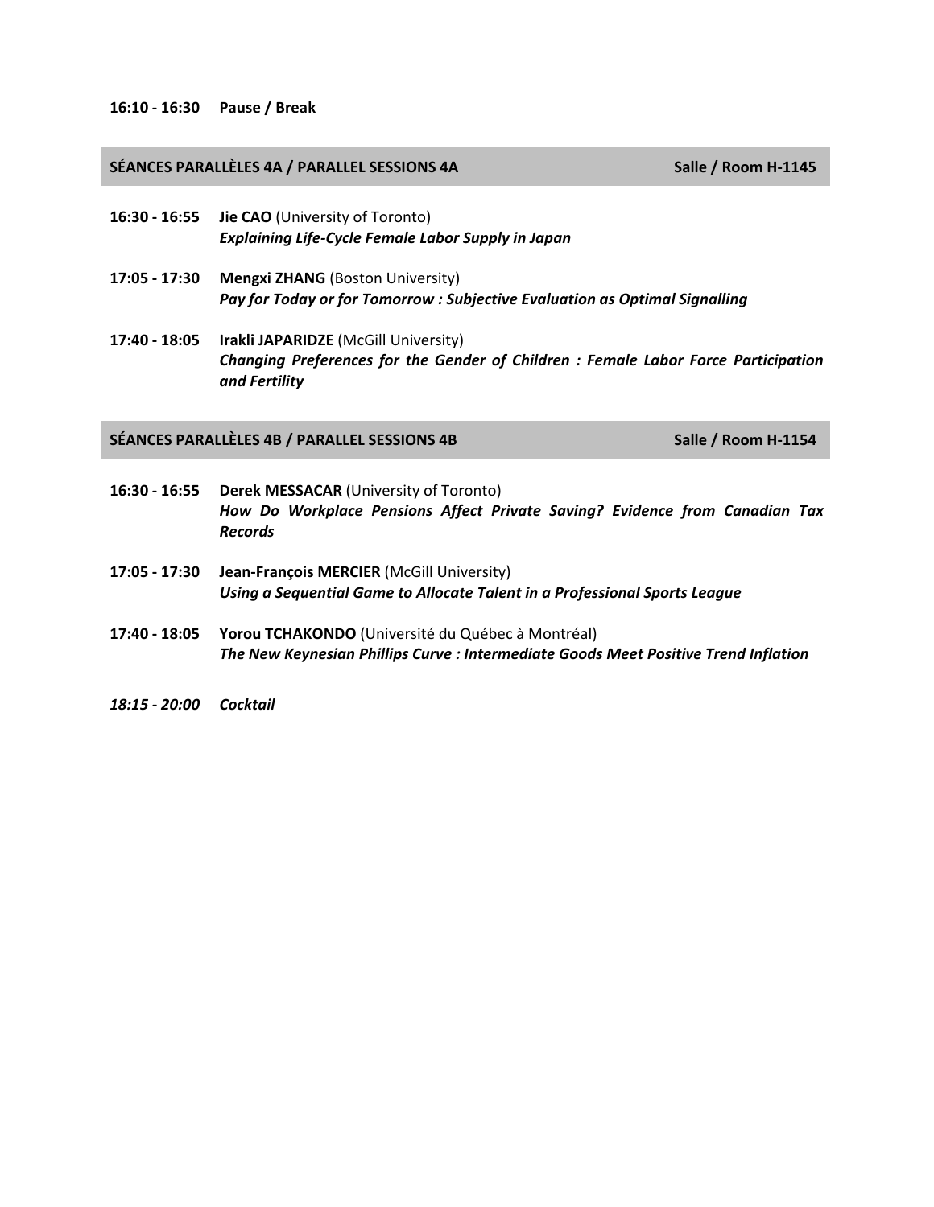**16:10 - 16:30 Pause / Break**

## SÉANCES PARALLÈLES 4A / PARALLEL SESSIONS 4A — Salle / Room H-1145

**16:30 - 16:55** **Jie CAO** (University of Toronto)
***Explaining Life-Cycle Female Labor Supply in Japan***

**17:05 - 17:30** **Mengxi ZHANG** (Boston University)
***Pay for Today or for Tomorrow : Subjective Evaluation as Optimal Signalling***

**17:40 - 18:05** **Irakli JAPARIDZE** (McGill University)
***Changing Preferences for the Gender of Children : Female Labor Force Participation and Fertility***

## SÉANCES PARALLÈLES 4B / PARALLEL SESSIONS 4B — Salle / Room H-1154

**16:30 - 16:55** **Derek MESSACAR** (University of Toronto)
***How Do Workplace Pensions Affect Private Saving? Evidence from Canadian Tax Records***

**17:05 - 17:30** **Jean-François MERCIER** (McGill University)
***Using a Sequential Game to Allocate Talent in a Professional Sports League***

**17:40 - 18:05** **Yorou TCHAKONDO** (Université du Québec à Montréal)
***The New Keynesian Phillips Curve : Intermediate Goods Meet Positive Trend Inflation***

***18:15 - 20:00 Cocktail***